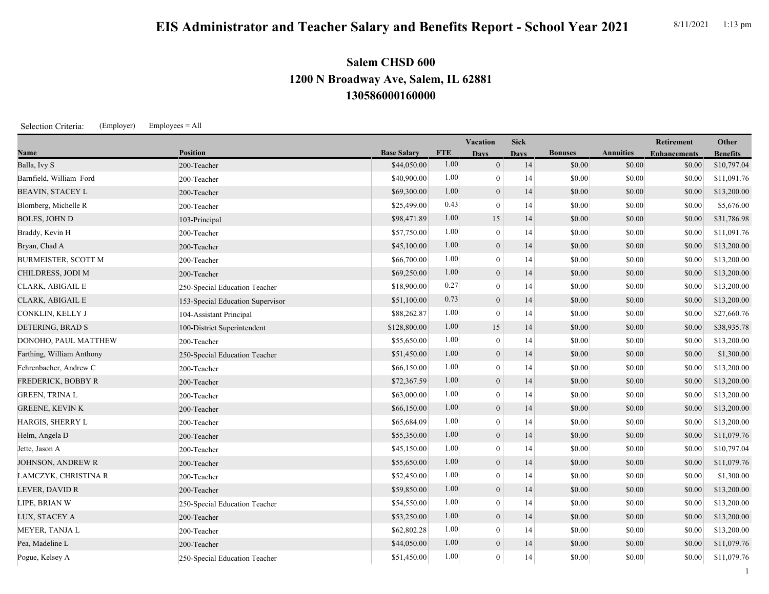# EIS Administrator and Teacher Salary and Benefits Report - School Year 2021

8/11/2021 1:13 pm

## Salem CHSD 600
## 1200 N Broadway Ave, Salem, IL 62881
## 130586000160000

Selection Criteria: (Employer) Employees = All

| Name | Position | Base Salary | FTE | Vacation Days | Sick Days | Bonuses | Annuities | Retirement Enhancements | Other Benefits |
|---|---|---|---|---|---|---|---|---|---|
| Balla, Ivy S | 200-Teacher | $44,050.00 | 1.00 | 0 | 14 | $0.00 | $0.00 | $0.00 | $10,797.04 |
| Barnfield, William Ford | 200-Teacher | $40,900.00 | 1.00 | 0 | 14 | $0.00 | $0.00 | $0.00 | $11,091.76 |
| BEAVIN, STACEY L | 200-Teacher | $69,300.00 | 1.00 | 0 | 14 | $0.00 | $0.00 | $0.00 | $13,200.00 |
| Blomberg, Michelle R | 200-Teacher | $25,499.00 | 0.43 | 0 | 14 | $0.00 | $0.00 | $0.00 | $5,676.00 |
| BOLES, JOHN D | 103-Principal | $98,471.89 | 1.00 | 15 | 14 | $0.00 | $0.00 | $0.00 | $31,786.98 |
| Braddy, Kevin H | 200-Teacher | $57,750.00 | 1.00 | 0 | 14 | $0.00 | $0.00 | $0.00 | $11,091.76 |
| Bryan, Chad A | 200-Teacher | $45,100.00 | 1.00 | 0 | 14 | $0.00 | $0.00 | $0.00 | $13,200.00 |
| BURMEISTER, SCOTT M | 200-Teacher | $66,700.00 | 1.00 | 0 | 14 | $0.00 | $0.00 | $0.00 | $13,200.00 |
| CHILDRESS, JODI M | 200-Teacher | $69,250.00 | 1.00 | 0 | 14 | $0.00 | $0.00 | $0.00 | $13,200.00 |
| CLARK, ABIGAIL E | 250-Special Education Teacher | $18,900.00 | 0.27 | 0 | 14 | $0.00 | $0.00 | $0.00 | $13,200.00 |
| CLARK, ABIGAIL E | 153-Special Education Supervisor | $51,100.00 | 0.73 | 0 | 14 | $0.00 | $0.00 | $0.00 | $13,200.00 |
| CONKLIN, KELLY J | 104-Assistant Principal | $88,262.87 | 1.00 | 0 | 14 | $0.00 | $0.00 | $0.00 | $27,660.76 |
| DETERING, BRAD S | 100-District Superintendent | $128,800.00 | 1.00 | 15 | 14 | $0.00 | $0.00 | $0.00 | $38,935.78 |
| DONOHO, PAUL MATTHEW | 200-Teacher | $55,650.00 | 1.00 | 0 | 14 | $0.00 | $0.00 | $0.00 | $13,200.00 |
| Farthing, William Anthony | 250-Special Education Teacher | $51,450.00 | 1.00 | 0 | 14 | $0.00 | $0.00 | $0.00 | $1,300.00 |
| Fehrenbacher, Andrew C | 200-Teacher | $66,150.00 | 1.00 | 0 | 14 | $0.00 | $0.00 | $0.00 | $13,200.00 |
| FREDERICK, BOBBY R | 200-Teacher | $72,367.59 | 1.00 | 0 | 14 | $0.00 | $0.00 | $0.00 | $13,200.00 |
| GREEN, TRINA L | 200-Teacher | $63,000.00 | 1.00 | 0 | 14 | $0.00 | $0.00 | $0.00 | $13,200.00 |
| GREENE, KEVIN K | 200-Teacher | $66,150.00 | 1.00 | 0 | 14 | $0.00 | $0.00 | $0.00 | $13,200.00 |
| HARGIS, SHERRY L | 200-Teacher | $65,684.09 | 1.00 | 0 | 14 | $0.00 | $0.00 | $0.00 | $13,200.00 |
| Helm, Angela D | 200-Teacher | $55,350.00 | 1.00 | 0 | 14 | $0.00 | $0.00 | $0.00 | $11,079.76 |
| Jette, Jason A | 200-Teacher | $45,150.00 | 1.00 | 0 | 14 | $0.00 | $0.00 | $0.00 | $10,797.04 |
| JOHNSON, ANDREW R | 200-Teacher | $55,650.00 | 1.00 | 0 | 14 | $0.00 | $0.00 | $0.00 | $11,079.76 |
| LAMCZYK, CHRISTINA R | 200-Teacher | $52,450.00 | 1.00 | 0 | 14 | $0.00 | $0.00 | $0.00 | $1,300.00 |
| LEVER, DAVID R | 200-Teacher | $59,850.00 | 1.00 | 0 | 14 | $0.00 | $0.00 | $0.00 | $13,200.00 |
| LIPE, BRIAN W | 250-Special Education Teacher | $54,550.00 | 1.00 | 0 | 14 | $0.00 | $0.00 | $0.00 | $13,200.00 |
| LUX, STACEY A | 200-Teacher | $53,250.00 | 1.00 | 0 | 14 | $0.00 | $0.00 | $0.00 | $13,200.00 |
| MEYER, TANJA L | 200-Teacher | $62,802.28 | 1.00 | 0 | 14 | $0.00 | $0.00 | $0.00 | $13,200.00 |
| Pea, Madeline L | 200-Teacher | $44,050.00 | 1.00 | 0 | 14 | $0.00 | $0.00 | $0.00 | $11,079.76 |
| Pogue, Kelsey A | 250-Special Education Teacher | $51,450.00 | 1.00 | 0 | 14 | $0.00 | $0.00 | $0.00 | $11,079.76 |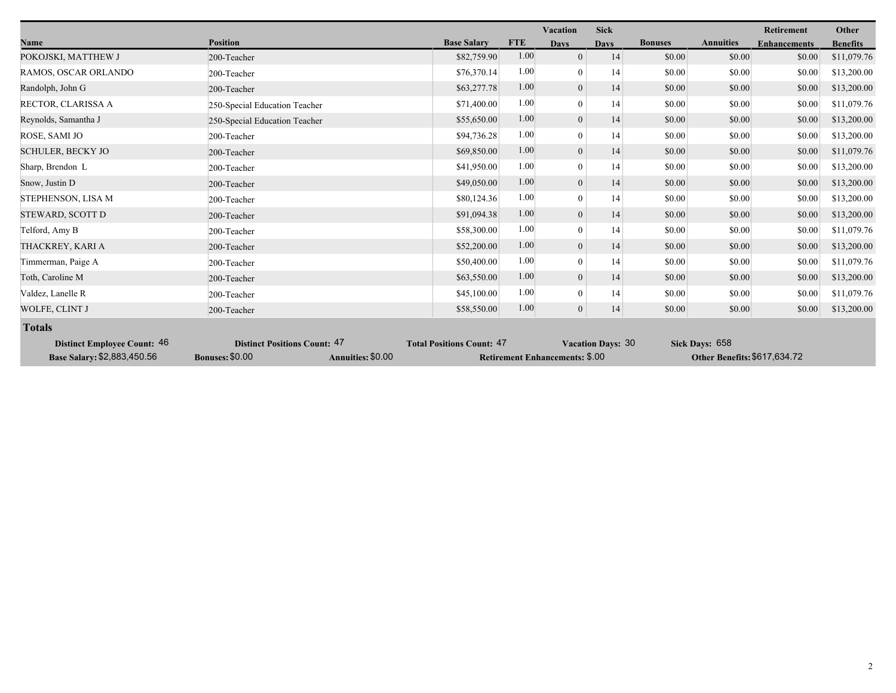| Name | Position | Base Salary | FTE | Vacation Days | Sick Days | Bonuses | Annuities | Retirement Enhancements | Other Benefits |
|---|---|---|---|---|---|---|---|---|---|
| POKOJSKI, MATTHEW J | 200-Teacher | $82,759.90 | 1.00 | 0 | 14 | $0.00 | $0.00 | $0.00 | $11,079.76 |
| RAMOS, OSCAR ORLANDO | 200-Teacher | $76,370.14 | 1.00 | 0 | 14 | $0.00 | $0.00 | $0.00 | $13,200.00 |
| Randolph, John G | 200-Teacher | $63,277.78 | 1.00 | 0 | 14 | $0.00 | $0.00 | $0.00 | $13,200.00 |
| RECTOR, CLARISSA A | 250-Special Education Teacher | $71,400.00 | 1.00 | 0 | 14 | $0.00 | $0.00 | $0.00 | $11,079.76 |
| Reynolds, Samantha J | 250-Special Education Teacher | $55,650.00 | 1.00 | 0 | 14 | $0.00 | $0.00 | $0.00 | $13,200.00 |
| ROSE, SAMI JO | 200-Teacher | $94,736.28 | 1.00 | 0 | 14 | $0.00 | $0.00 | $0.00 | $13,200.00 |
| SCHULER, BECKY JO | 200-Teacher | $69,850.00 | 1.00 | 0 | 14 | $0.00 | $0.00 | $0.00 | $11,079.76 |
| Sharp, Brendon L | 200-Teacher | $41,950.00 | 1.00 | 0 | 14 | $0.00 | $0.00 | $0.00 | $13,200.00 |
| Snow, Justin D | 200-Teacher | $49,050.00 | 1.00 | 0 | 14 | $0.00 | $0.00 | $0.00 | $13,200.00 |
| STEPHENSON, LISA M | 200-Teacher | $80,124.36 | 1.00 | 0 | 14 | $0.00 | $0.00 | $0.00 | $13,200.00 |
| STEWARD, SCOTT D | 200-Teacher | $91,094.38 | 1.00 | 0 | 14 | $0.00 | $0.00 | $0.00 | $13,200.00 |
| Telford, Amy B | 200-Teacher | $58,300.00 | 1.00 | 0 | 14 | $0.00 | $0.00 | $0.00 | $11,079.76 |
| THACKREY, KARI A | 200-Teacher | $52,200.00 | 1.00 | 0 | 14 | $0.00 | $0.00 | $0.00 | $13,200.00 |
| Timmerman, Paige A | 200-Teacher | $50,400.00 | 1.00 | 0 | 14 | $0.00 | $0.00 | $0.00 | $11,079.76 |
| Toth, Caroline M | 200-Teacher | $63,550.00 | 1.00 | 0 | 14 | $0.00 | $0.00 | $0.00 | $13,200.00 |
| Valdez, Lanelle R | 200-Teacher | $45,100.00 | 1.00 | 0 | 14 | $0.00 | $0.00 | $0.00 | $11,079.76 |
| WOLFE, CLINT J | 200-Teacher | $58,550.00 | 1.00 | 0 | 14 | $0.00 | $0.00 | $0.00 | $13,200.00 |

**Totals**

**Distinct Employee Count:** 46 **Distinct Positions Count:** 47 **Total Positions Count:** 47 **Vacation Days:** 30 **Sick Days:** 658

**Base Salary:** $2,883,450.56 **Bonuses:** $0.00 **Annuities:** $0.00 **Retirement Enhancements:** $.00 **Other Benefits:** $617,634.72